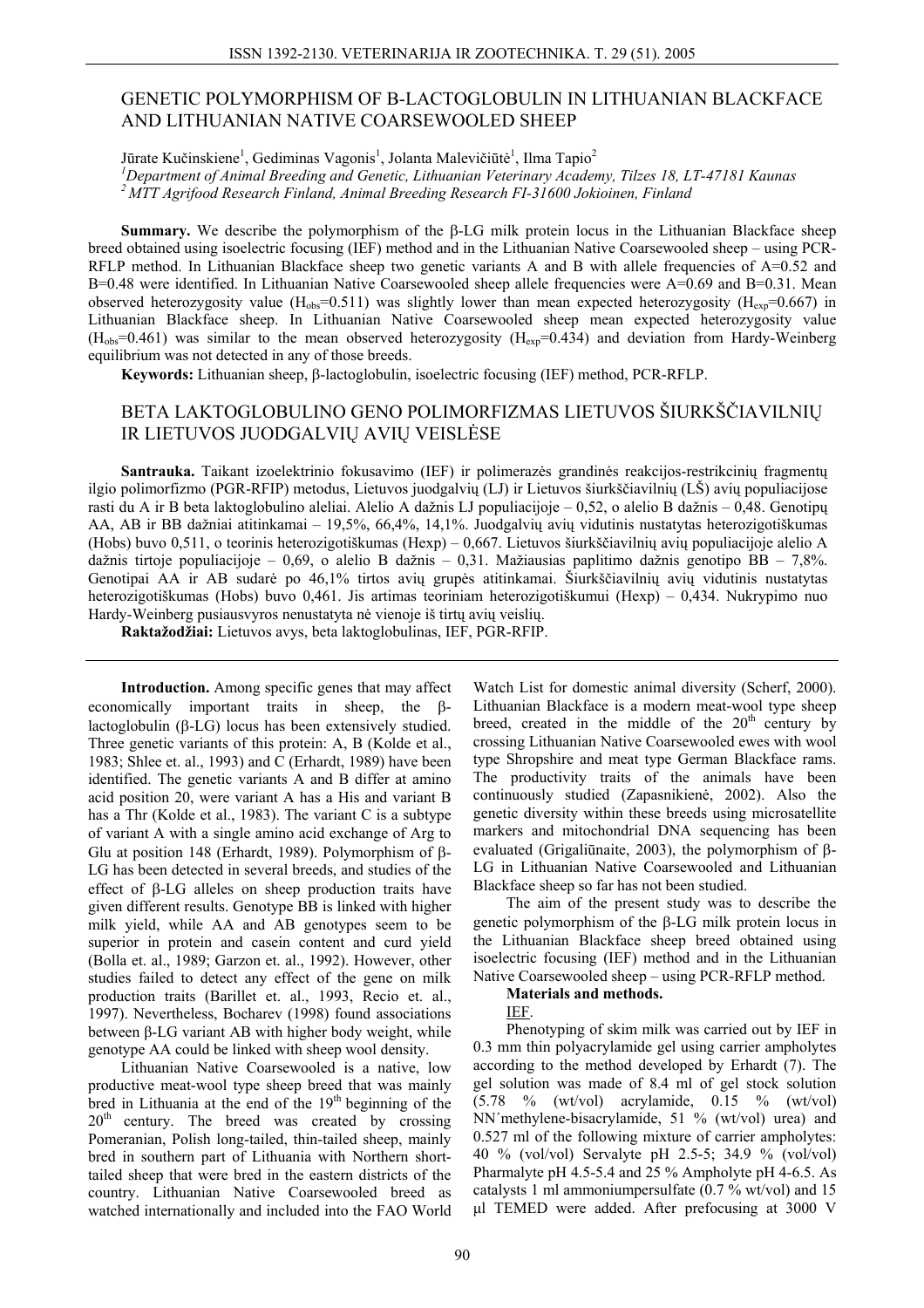# GENETIC POLYMORPHISM OF Β-LACTOGLOBULIN IN LITHUANIAN BLACKFACE AND LITHUANIAN NATIVE COARSEWOOLED SHEEP

Jūrate Kučinskiene[1], Gediminas Vagonis[1], Jolanta Malevičiūtė[1], Ilma Tapio[2]

[1]*Department of Animal Breeding and Genetic, Lithuanian Veterinary Academy, Tilzes 18, LT-47181 Kaunas*
[2] *MTT Agrifood Research Finland, Animal Breeding Research FI-31600 Jokioinen, Finland*

**Summary.** We describe the polymorphism of the β-LG milk protein locus in the Lithuanian Blackface sheep breed obtained using isoelectric focusing (IEF) method and in the Lithuanian Native Coarsewooled sheep – using PCR-RFLP method. In Lithuanian Blackface sheep two genetic variants A and B with allele frequencies of A=0.52 and B=0.48 were identified. In Lithuanian Native Coarsewooled sheep allele frequencies were A=0.69 and B=0.31. Mean observed heterozygosity value ($H_{obs}$=0.511) was slightly lower than mean expected heterozygosity ($H_{exp}$=0.667) in Lithuanian Blackface sheep. In Lithuanian Native Coarsewooled sheep mean expected heterozygosity value ($H_{obs}$=0.461) was similar to the mean observed heterozygosity ($H_{exp}$=0.434) and deviation from Hardy-Weinberg equilibrium was not detected in any of those breeds.

**Keywords:** Lithuanian sheep, β-lactoglobulin, isoelectric focusing (IEF) method, PCR-RFLP.

# BETA LAKTOGLOBULINO GENO POLIMORFIZMAS LIETUVOS ŠIURKŠČIAVILNIŲ IR LIETUVOS JUODGALVIŲ AVIŲ VEISLĖSE

**Santrauka.** Taikant izoelektrinio fokusavimo (IEF) ir polimerazės grandinės reakcijos-restrikcinių fragmentų ilgio polimorfizmo (PGR-RFIP) metodus, Lietuvos juodgalvių (LJ) ir Lietuvos šiurkščiavilnių (LŠ) avių populiacijose rasti du A ir B beta laktoglobulino aleliai. Alelio A dažnis LJ populiacijoje – 0,52, o alelio B dažnis – 0,48. Genotipų AA, AB ir BB dažniai atitinkamai – 19,5%, 66,4%, 14,1%. Juodgalvių avių vidutinis nustatytas heterozigotiškumas (Hobs) buvo 0,511, o teorinis heterozigotiškumas (Hexp) – 0,667. Lietuvos šiurkščiavilnių avių populiacijoje alelio A dažnis tirtoje populiacijoje – 0,69, o alelio B dažnis – 0,31. Mažiausias paplitimo dažnis genotipo BB – 7,8%. Genotipai AA ir AB sudarė po 46,1% tirtos avių grupės atitinkamai. Šiurkščiavilnių avių vidutinis nustatytas heterozigotiškumas (Hobs) buvo 0,461. Jis artimas teoriniam heterozigotiškumui (Hexp) – 0,434. Nukrypimo nuo Hardy-Weinberg pusiausvyros nenustatyta nė vienoje iš tirtų avių veislių.

**Raktažodžiai:** Lietuvos avys, beta laktoglobulinas, IEF, PGR-RFIP.

**Introduction.** Among specific genes that may affect economically important traits in sheep, the β-lactoglobulin (β-LG) locus has been extensively studied. Three genetic variants of this protein: A, B (Kolde et al., 1983; Shlee et. al., 1993) and C (Erhardt, 1989) have been identified. The genetic variants A and B differ at amino acid position 20, were variant A has a His and variant B has a Thr (Kolde et al., 1983). The variant C is a subtype of variant A with a single amino acid exchange of Arg to Glu at position 148 (Erhardt, 1989). Polymorphism of β-LG has been detected in several breeds, and studies of the effect of β-LG alleles on sheep production traits have given different results. Genotype BB is linked with higher milk yield, while AA and AB genotypes seem to be superior in protein and casein content and curd yield (Bolla et. al., 1989; Garzon et. al., 1992). However, other studies failed to detect any effect of the gene on milk production traits (Barillet et. al., 1993, Recio et. al., 1997). Nevertheless, Bocharev (1998) found associations between β-LG variant AB with higher body weight, while genotype AA could be linked with sheep wool density.

Lithuanian Native Coarsewooled is a native, low productive meat-wool type sheep breed that was mainly bred in Lithuania at the end of the 19th beginning of the 20th century. The breed was created by crossing Pomeranian, Polish long-tailed, thin-tailed sheep, mainly bred in southern part of Lithuania with Northern short-tailed sheep that were bred in the eastern districts of the country. Lithuanian Native Coarsewooled breed as watched internationally and included into the FAO World Watch List for domestic animal diversity (Scherf, 2000). Lithuanian Blackface is a modern meat-wool type sheep breed, created in the middle of the 20th century by crossing Lithuanian Native Coarsewooled ewes with wool type Shropshire and meat type German Blackface rams. The productivity traits of the animals have been continuously studied (Zapasnikienė, 2002). Also the genetic diversity within these breeds using microsatellite markers and mitochondrial DNA sequencing has been evaluated (Grigaliūnaite, 2003), the polymorphism of β-LG in Lithuanian Native Coarsewooled and Lithuanian Blackface sheep so far has not been studied.

The aim of the present study was to describe the genetic polymorphism of the β-LG milk protein locus in the Lithuanian Blackface sheep breed obtained using isoelectric focusing (IEF) method and in the Lithuanian Native Coarsewooled sheep – using PCR-RFLP method.

**Materials and methods.**

IEF.

Phenotyping of skim milk was carried out by IEF in 0.3 mm thin polyacrylamide gel using carrier ampholytes according to the method developed by Erhardt (7). The gel solution was made of 8.4 ml of gel stock solution (5.78 % (wt/vol) acrylamide, 0.15 % (wt/vol) NN´methylene-bisacrylamide, 51 % (wt/vol) urea) and 0.527 ml of the following mixture of carrier ampholytes: 40 % (vol/vol) Servalyte pH 2.5-5; 34.9 % (vol/vol) Pharmalyte pH 4.5-5.4 and 25 % Ampholyte pH 4-6.5. As catalysts 1 ml ammoniumpersulfate (0.7 % wt/vol) and 15 µl TEMED were added. After prefocusing at 3000 V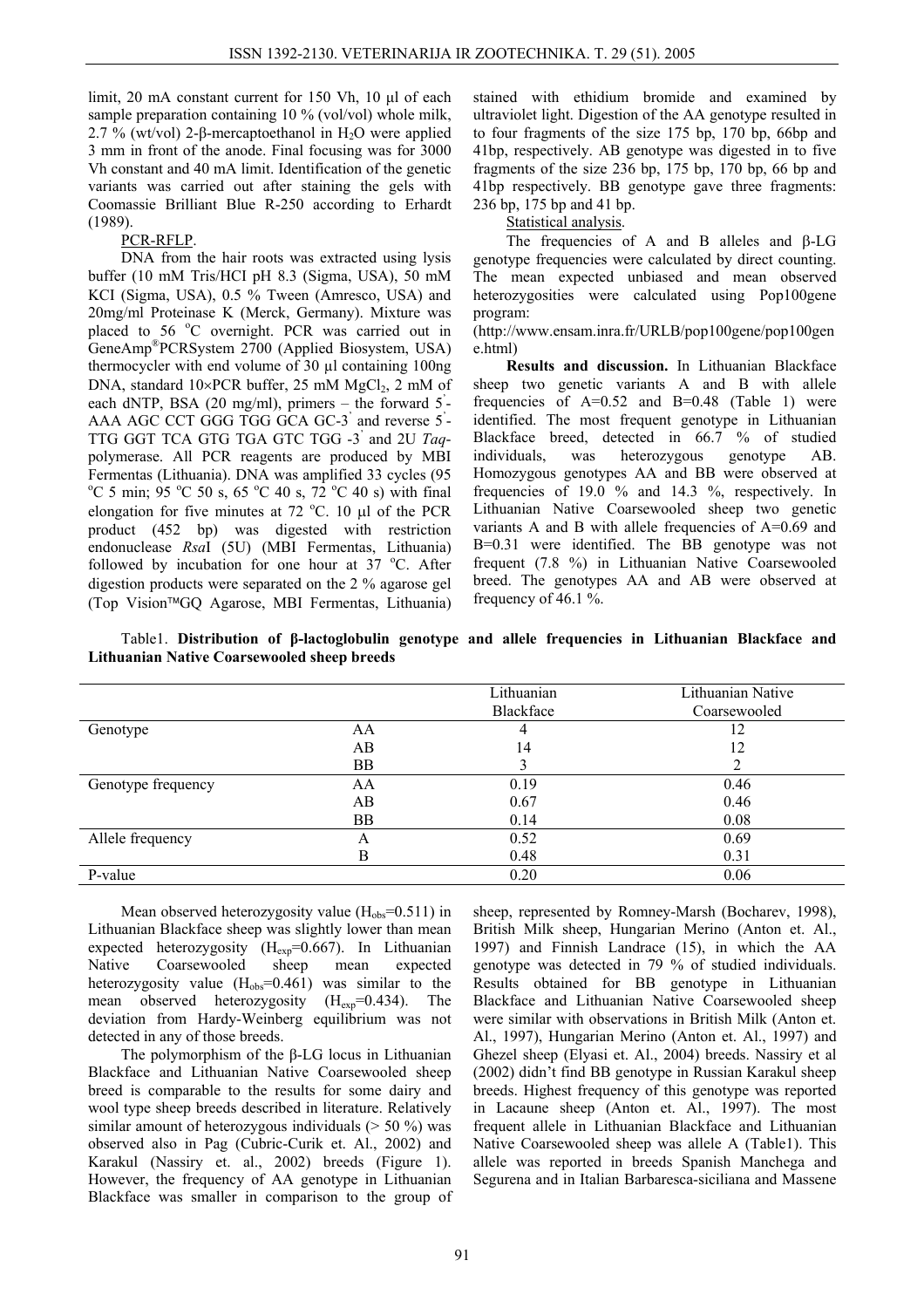limit, 20 mA constant current for 150 Vh, 10 μl of each sample preparation containing 10 % (vol/vol) whole milk, 2.7 % (wt/vol) 2-β-mercaptoethanol in $H_2O$ were applied 3 mm in front of the anode. Final focusing was for 3000 Vh constant and 40 mA limit. Identification of the genetic variants was carried out after staining the gels with Coomassie Brilliant Blue R-250 according to Erhardt (1989).

PCR-RFLP.

DNA from the hair roots was extracted using lysis buffer (10 mM Tris/HCl pH 8.3 (Sigma, USA), 50 mM KCl (Sigma, USA), 0.5 % Tween (Amresco, USA) and 20mg/ml Proteinase K (Merck, Germany). Mixture was placed to 56 °C overnight. PCR was carried out in GeneAmp®PCRSystem 2700 (Applied Biosystem, USA) thermocycler with end volume of 30 μl containing 100ng DNA, standard 10×PCR buffer, 25 mM $MgCl_2$, 2 mM of each dNTP, BSA (20 mg/ml), primers – the forward 5'-AAA AGC CCT GGG TGG GCA GC-3' and reverse 5'-TTG GGT TCA GTG TGA GTC TGG -3' and 2U *Taq*-polymerase. All PCR reagents are produced by MBI Fermentas (Lithuania). DNA was amplified 33 cycles (95 °C 5 min; 95 °C 50 s, 65 °C 40 s, 72 °C 40 s) with final elongation for five minutes at 72 °C. 10 μl of the PCR product (452 bp) was digested with restriction endonuclease *Rsa*I (5U) (MBI Fermentas, Lithuania) followed by incubation for one hour at 37 °C. After digestion products were separated on the 2 % agarose gel (Top Vision™GQ Agarose, MBI Fermentas, Lithuania) stained with ethidium bromide and examined by ultraviolet light. Digestion of the AA genotype resulted in to four fragments of the size 175 bp, 170 bp, 66bp and 41bp, respectively. AB genotype was digested in to five fragments of the size 236 bp, 175 bp, 170 bp, 66 bp and 41bp respectively. BB genotype gave three fragments: 236 bp, 175 bp and 41 bp.

Statistical analysis.

The frequencies of A and B alleles and β-LG genotype frequencies were calculated by direct counting. The mean expected unbiased and mean observed heterozygosities were calculated using Pop100gene program:

(http://www.ensam.inra.fr/URLB/pop100gene/pop100gene.html)

**Results and discussion.** In Lithuanian Blackface sheep two genetic variants A and B with allele frequencies of A=0.52 and B=0.48 (Table 1) were identified. The most frequent genotype in Lithuanian Blackface breed, detected in 66.7 % of studied individuals, was heterozygous genotype AB. Homozygous genotypes AA and BB were observed at frequencies of 19.0 % and 14.3 %, respectively. In Lithuanian Native Coarsewooled sheep two genetic variants A and B with allele frequencies of A=0.69 and B=0.31 were identified. The BB genotype was not frequent (7.8 %) in Lithuanian Native Coarsewooled breed. The genotypes AA and AB were observed at frequency of 46.1 %.

Table1. **Distribution of β-lactoglobulin genotype and allele frequencies in Lithuanian Blackface and Lithuanian Native Coarsewooled sheep breeds**

| | | Lithuanian Blackface | Lithuanian Native Coarsewooled |
|---|---|---|---|
| Genotype | AA | 4 | 12 |
| | AB | 14 | 12 |
| | BB | 3 | 2 |
| Genotype frequency | AA | 0.19 | 0.46 |
| | AB | 0.67 | 0.46 |
| | BB | 0.14 | 0.08 |
| Allele frequency | A | 0.52 | 0.69 |
| | B | 0.48 | 0.31 |
| P-value | | 0.20 | 0.06 |

Mean observed heterozygosity value ($H_{obs}$=0.511) in Lithuanian Blackface sheep was slightly lower than mean expected heterozygosity ($H_{exp}$=0.667). In Lithuanian Native Coarsewooled sheep mean expected heterozygosity value ($H_{obs}$=0.461) was similar to the mean observed heterozygosity ($H_{exp}$=0.434). The deviation from Hardy-Weinberg equilibrium was not detected in any of those breeds.

The polymorphism of the β-LG locus in Lithuanian Blackface and Lithuanian Native Coarsewooled sheep breed is comparable to the results for some dairy and wool type sheep breeds described in literature. Relatively similar amount of heterozygous individuals (> 50 %) was observed also in Pag (Cubric-Curik et. Al., 2002) and Karakul (Nassiry et. al., 2002) breeds (Figure 1). However, the frequency of AA genotype in Lithuanian Blackface was smaller in comparison to the group of sheep, represented by Romney-Marsh (Bocharev, 1998), British Milk sheep, Hungarian Merino (Anton et. Al., 1997) and Finnish Landrace (15), in which the AA genotype was detected in 79 % of studied individuals. Results obtained for BB genotype in Lithuanian Blackface and Lithuanian Native Coarsewooled sheep were similar with observations in British Milk (Anton et. Al., 1997), Hungarian Merino (Anton et. Al., 1997) and Ghezel sheep (Elyasi et. Al., 2004) breeds. Nassiry et al (2002) didn't find BB genotype in Russian Karakul sheep breeds. Highest frequency of this genotype was reported in Lacaune sheep (Anton et. Al., 1997). The most frequent allele in Lithuanian Blackface and Lithuanian Native Coarsewooled sheep was allele A (Table1). This allele was reported in breeds Spanish Manchega and Segurena and in Italian Barbaresca-siciliana and Massene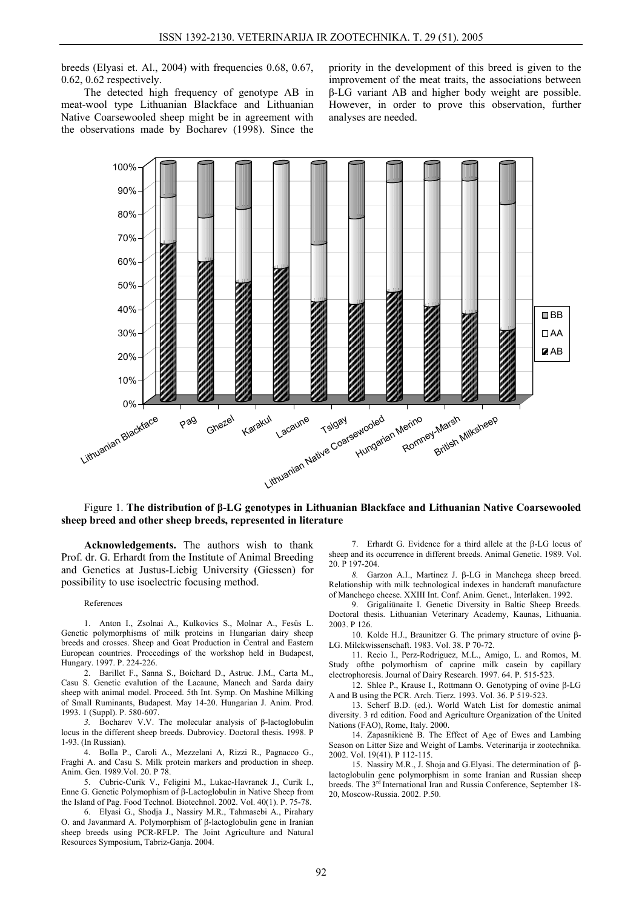breeds (Elyasi et. Al., 2004) with frequencies 0.68, 0.67, 0.62, 0.62 respectively.

The detected high frequency of genotype AB in meat-wool type Lithuanian Blackface and Lithuanian Native Coarsewooled sheep might be in agreement with the observations made by Bocharev (1998). Since the priority in the development of this breed is given to the improvement of the meat traits, the associations between β-LG variant AB and higher body weight are possible. However, in order to prove this observation, further analyses are needed.

100%
90%
80%
70%
60%
50%
40%
30%
20%
10%
0%

BB
AA
AB

Lithuanian Blackface
Pag
Ghezel
Karakul
Lacaune
Tsigay
Lithuanian Native Coarsewooled
Hungarian Merino
Romney-Marsh
British Milksheep

Figure 1. **The distribution of β-LG genotypes in Lithuanian Blackface and Lithuanian Native Coarsewooled sheep breed and other sheep breeds, represented in literature**

**Acknowledgements.** The authors wish to thank Prof. dr. G. Erhardt from the Institute of Animal Breeding and Genetics at Justus-Liebig University (Giessen) for possibility to use isoelectric focusing method.

References

1. Anton I., Zsolnai A., Kulkovics S., Molnar A., Fesüs L. Genetic polymorphisms of milk proteins in Hungarian dairy sheep breeds and crosses. Sheep and Goat Production in Central and Eastern European countries. Proceedings of the workshop held in Budapest, Hungary. 1997. P. 224-226.
2. Barillet F., Sanna S., Boichard D., Astruc. J.M., Carta M., Casu S. Genetic evalution of the Lacaune, Manech and Sarda dairy sheep with animal model. Proceed. 5th Int. Symp. On Mashine Milking of Small Ruminants, Budapest. May 14-20. Hungarian J. Anim. Prod. 1993. 1 (Suppl). P. 580-607.
3. Bocharev V.V. The molecular analysis of β-lactoglobulin locus in the different sheep breeds. Doctoral thesis. 1998. P 1-93. (In Russian).
4. Bolla P., Caroli A., Mezzelani A, Rizzi R., Pagnacco G., Fraghi A. and Casu S. Milk protein markers and production in sheep. Anim. Gen. 1989.Vol. 20. P 78.
5. Cubric-Curik V., Feligini M., Lukac-Havranek J., Curik I., Enne G. Genetic Polymophism of β-Lactoglobulin in Native Sheep from the Island of Pag. Food Technol. Biotechnol. 2002. Vol. 40(1). P. 75-78.
6. Elyasi G., Shodja J., Nassiry M.R., Tahmasebi A., Pirahary O. and Javanmard A. Polymorphism of β-lactoglobulin gene in Iranian sheep breeds using PCR-RFLP. The Joint Agriculture and Natural Resources Symposium, Tabriz-Ganja. 2004.
7. Erhardt G. Evidence for a third allele at the β-LG locus of sheep and its occurrence in different breeds. Animal Genetic. 1989. Vol. 20. P 197-204.
8. Garzon A.I., Martinez J. β-LG in Manchega sheep breed. Relationship with milk technological indexes in handcraft manufacture of Manchego cheese. XXIII Int. Conf. Anim. Genet., Interlaken. 1992.
9. Grigaliūnaite I. Genetic Diversity in Baltic Sheep Breeds. Doctoral thesis. Lithuanian Veterinary Academy, Kaunas, Lithuania. 2003. P 126.
10. Kolde H.J., Braunitzer G. The primary structure of ovine β-LG. Milckwissenschaft. 1983. Vol. 38. P 70-72.
11. Recio I., Perz-Rodriguez, M.L., Amigo, L. and Romos, M. Study ofthe polymorhism of caprine milk casein by capillary electrophoresis. Journal of Dairy Research. 1997. 64. P. 515-523.
12. Shlee P., Krause I., Rottmann O. Genotyping of ovine β-LG A and B using the PCR. Arch. Tierz. 1993. Vol. 36. P 519-523.
13. Scherf B.D. (ed.). World Watch List for domestic animal diversity. 3 rd edition. Food and Agriculture Organization of the United Nations (FAO), Rome, Italy. 2000.
14. Zapasnikienė B. The Effect of Age of Ewes and Lambing Season on Litter Size and Weight of Lambs. Veterinarija ir zootechnika. 2002. Vol. 19(41). P 112-115.
15. Nassiry M.R., J. Shoja and G.Elyasi. The determination of β-lactoglobulin gene polymorphism in some Iranian and Russian sheep breeds. The 3rd International Iran and Russia Conference, September 18-20, Moscow-Russia. 2002. P.50.